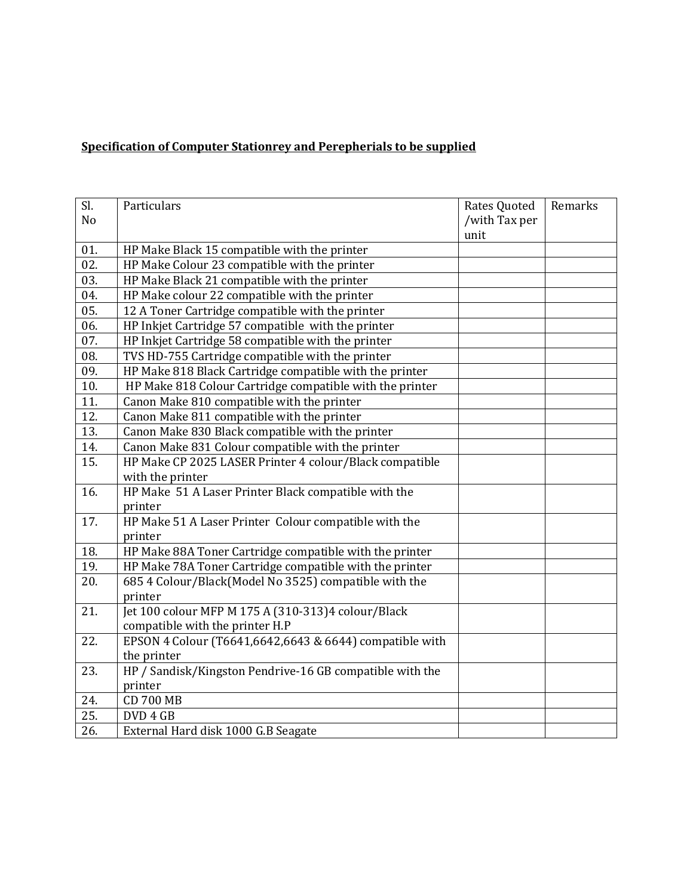**Specification of Computer Stationrey and Perepherials to be supplied**

| Sl. No | Particulars | Rates Quoted /with Tax per unit | Remarks |
|---|---|---|---|
| 01. | HP Make Black 15 compatible with the printer | | |
| 02. | HP Make Colour 23 compatible with the printer | | |
| 03. | HP Make Black 21 compatible with the printer | | |
| 04. | HP Make colour 22 compatible with the printer | | |
| 05. | 12 A Toner Cartridge compatible with the printer | | |
| 06. | HP Inkjet Cartridge 57 compatible with the printer | | |
| 07. | HP Inkjet Cartridge 58 compatible with the printer | | |
| 08. | TVS HD-755 Cartridge compatible with the printer | | |
| 09. | HP Make 818 Black Cartridge compatible with the printer | | |
| 10. | HP Make 818 Colour Cartridge compatible with the printer | | |
| 11. | Canon Make 810 compatible with the printer | | |
| 12. | Canon Make 811 compatible with the printer | | |
| 13. | Canon Make 830 Black compatible with the printer | | |
| 14. | Canon Make 831 Colour compatible with the printer | | |
| 15. | HP Make CP 2025 LASER Printer 4 colour/Black compatible with the printer | | |
| 16. | HP Make 51 A Laser Printer Black compatible with the printer | | |
| 17. | HP Make 51 A Laser Printer Colour compatible with the printer | | |
| 18. | HP Make 88A Toner Cartridge compatible with the printer | | |
| 19. | HP Make 78A Toner Cartridge compatible with the printer | | |
| 20. | 685 4 Colour/Black(Model No 3525) compatible with the printer | | |
| 21. | Jet 100 colour MFP M 175 A (310-313)4 colour/Black compatible with the printer H.P | | |
| 22. | EPSON 4 Colour (T6641,6642,6643 & 6644) compatible with the printer | | |
| 23. | HP / Sandisk/Kingston Pendrive-16 GB compatible with the printer | | |
| 24. | CD 700 MB | | |
| 25. | DVD 4 GB | | |
| 26. | External Hard disk 1000 G.B Seagate | | |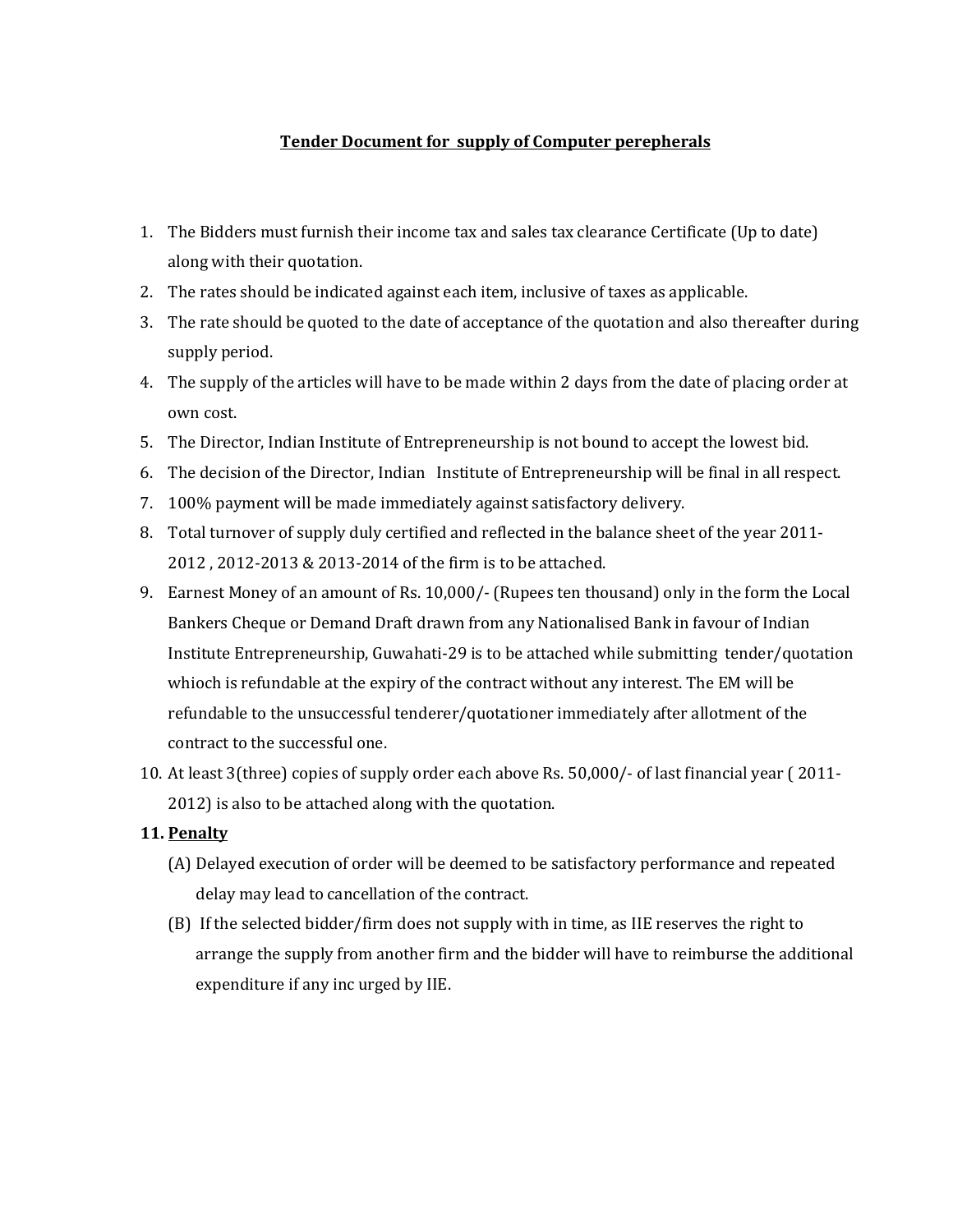**Tender Document for supply of Computer perepherals**

1. The Bidders must furnish their income tax and sales tax clearance Certificate (Up to date) along with their quotation.
2. The rates should be indicated against each item, inclusive of taxes as applicable.
3. The rate should be quoted to the date of acceptance of the quotation and also thereafter during supply period.
4. The supply of the articles will have to be made within 2 days from the date of placing order at own cost.
5. The Director, Indian Institute of Entrepreneurship is not bound to accept the lowest bid.
6. The decision of the Director, Indian Institute of Entrepreneurship will be final in all respect.
7. 100% payment will be made immediately against satisfactory delivery.
8. Total turnover of supply duly certified and reflected in the balance sheet of the year 2011-2012 , 2012-2013 & 2013-2014 of the firm is to be attached.
9. Earnest Money of an amount of Rs. 10,000/- (Rupees ten thousand) only in the form the Local Bankers Cheque or Demand Draft drawn from any Nationalised Bank in favour of Indian Institute Entrepreneurship, Guwahati-29 is to be attached while submitting tender/quotation whioch is refundable at the expiry of the contract without any interest. The EM will be refundable to the unsuccessful tenderer/quotationer immediately after allotment of the contract to the successful one.
10. At least 3(three) copies of supply order each above Rs. 50,000/- of last financial year ( 2011-2012) is also to be attached along with the quotation.
11. **Penalty**
    (A) Delayed execution of order will be deemed to be satisfactory performance and repeated delay may lead to cancellation of the contract.
    (B) If the selected bidder/firm does not supply with in time, as IIE reserves the right to arrange the supply from another firm and the bidder will have to reimburse the additional expenditure if any inc urged by IIE.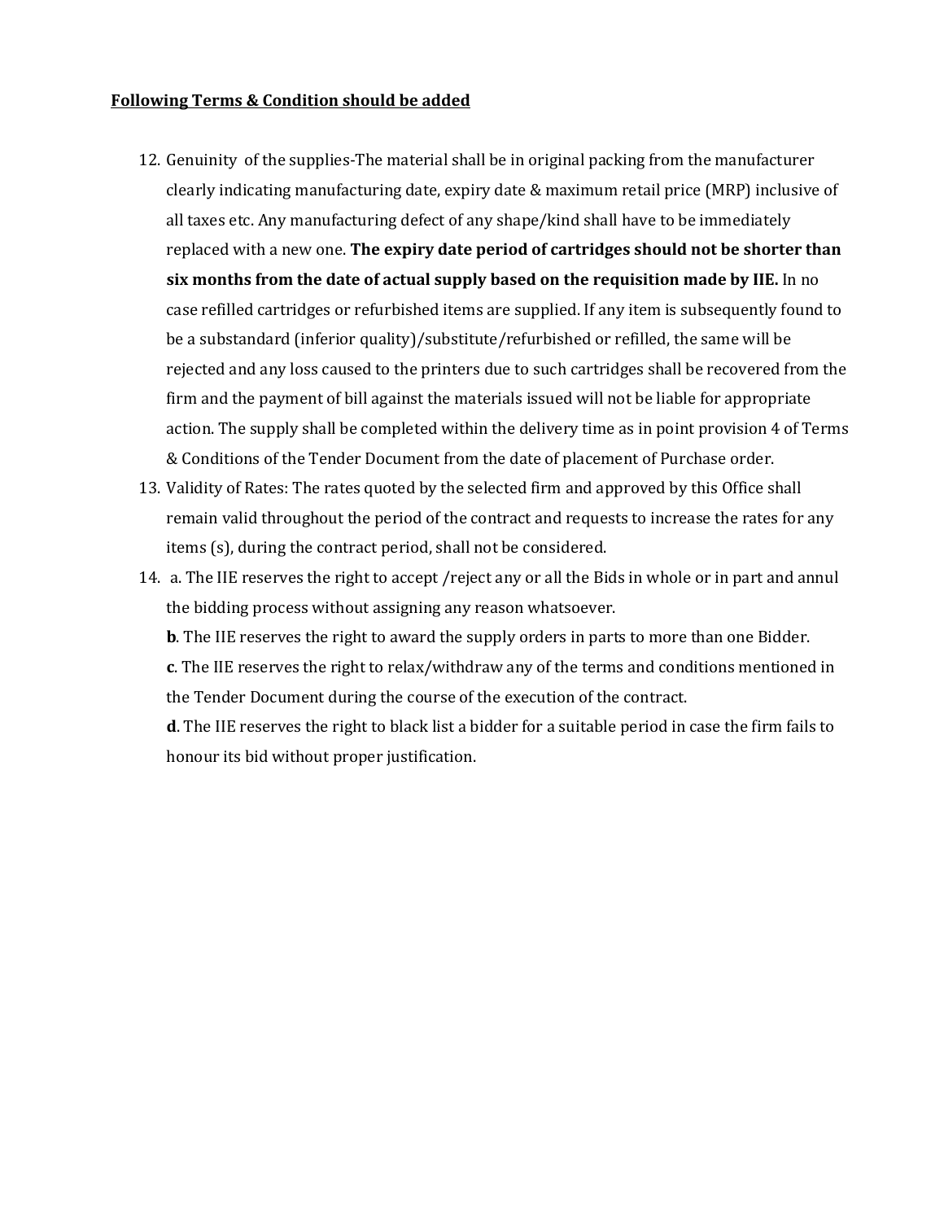**<u>Following Terms & Condition should be added</u>**

12. Genuinity of the supplies-The material shall be in original packing from the manufacturer clearly indicating manufacturing date, expiry date & maximum retail price (MRP) inclusive of all taxes etc. Any manufacturing defect of any shape/kind shall have to be immediately replaced with a new one. **The expiry date period of cartridges should not be shorter than six months from the date of actual supply based on the requisition made by IIE.** In no case refilled cartridges or refurbished items are supplied. If any item is subsequently found to be a substandard (inferior quality)/substitute/refurbished or refilled, the same will be rejected and any loss caused to the printers due to such cartridges shall be recovered from the firm and the payment of bill against the materials issued will not be liable for appropriate action. The supply shall be completed within the delivery time as in point provision 4 of Terms & Conditions of the Tender Document from the date of placement of Purchase order.
13. Validity of Rates: The rates quoted by the selected firm and approved by this Office shall remain valid throughout the period of the contract and requests to increase the rates for any items (s), during the contract period, shall not be considered.
14. a. The IIE reserves the right to accept /reject any or all the Bids in whole or in part and annul the bidding process without assigning any reason whatsoever.

    **b**. The IIE reserves the right to award the supply orders in parts to more than one Bidder.

    **c**. The IIE reserves the right to relax/withdraw any of the terms and conditions mentioned in the Tender Document during the course of the execution of the contract.

    **d**. The IIE reserves the right to black list a bidder for a suitable period in case the firm fails to honour its bid without proper justification.